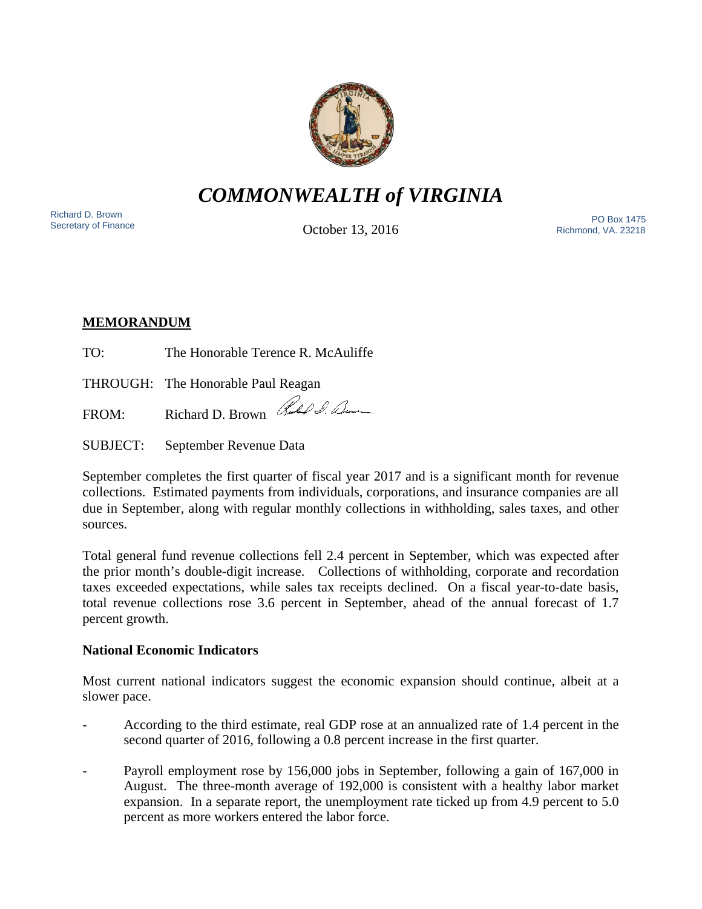# *COMMONWEALTH of VIRGINIA*

Richard D. Brown
Secretary of Finance

October 13, 2016

PO Box 1475
Richmond, VA. 23218

**MEMORANDUM**

TO: The Honorable Terence R. McAuliffe

THROUGH: The Honorable Paul Reagan

FROM: Richard D. Brown

SUBJECT: September Revenue Data

September completes the first quarter of fiscal year 2017 and is a significant month for revenue collections. Estimated payments from individuals, corporations, and insurance companies are all due in September, along with regular monthly collections in withholding, sales taxes, and other sources.

Total general fund revenue collections fell 2.4 percent in September, which was expected after the prior month's double-digit increase. Collections of withholding, corporate and recordation taxes exceeded expectations, while sales tax receipts declined. On a fiscal year-to-date basis, total revenue collections rose 3.6 percent in September, ahead of the annual forecast of 1.7 percent growth.

**National Economic Indicators**

Most current national indicators suggest the economic expansion should continue, albeit at a slower pace.

- According to the third estimate, real GDP rose at an annualized rate of 1.4 percent in the second quarter of 2016, following a 0.8 percent increase in the first quarter.
- Payroll employment rose by 156,000 jobs in September, following a gain of 167,000 in August. The three-month average of 192,000 is consistent with a healthy labor market expansion. In a separate report, the unemployment rate ticked up from 4.9 percent to 5.0 percent as more workers entered the labor force.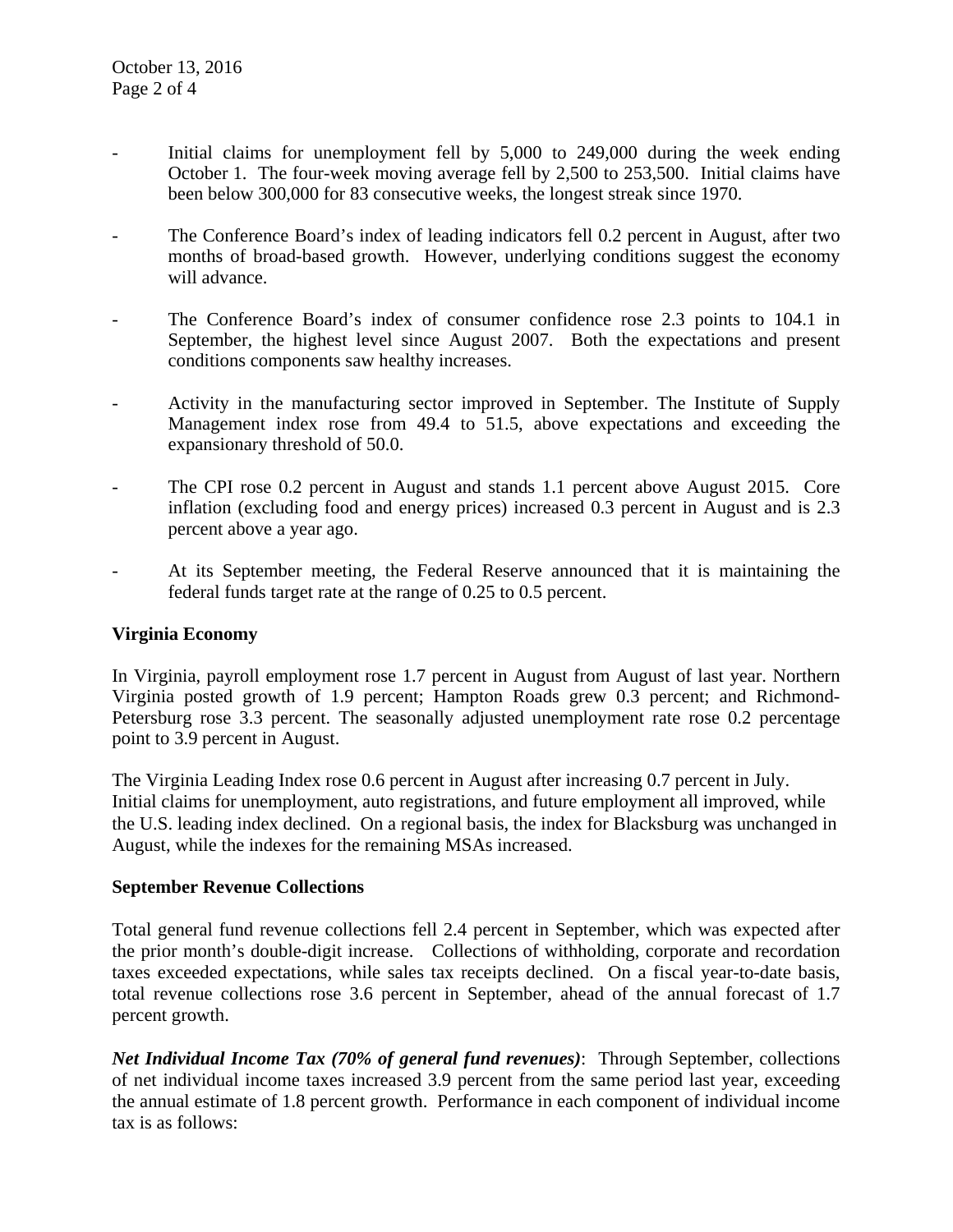- Initial claims for unemployment fell by 5,000 to 249,000 during the week ending October 1. The four-week moving average fell by 2,500 to 253,500. Initial claims have been below 300,000 for 83 consecutive weeks, the longest streak since 1970.

- The Conference Board's index of leading indicators fell 0.2 percent in August, after two months of broad-based growth. However, underlying conditions suggest the economy will advance.

- The Conference Board's index of consumer confidence rose 2.3 points to 104.1 in September, the highest level since August 2007. Both the expectations and present conditions components saw healthy increases.

- Activity in the manufacturing sector improved in September. The Institute of Supply Management index rose from 49.4 to 51.5, above expectations and exceeding the expansionary threshold of 50.0.

- The CPI rose 0.2 percent in August and stands 1.1 percent above August 2015. Core inflation (excluding food and energy prices) increased 0.3 percent in August and is 2.3 percent above a year ago.

- At its September meeting, the Federal Reserve announced that it is maintaining the federal funds target rate at the range of 0.25 to 0.5 percent.

**Virginia Economy**

In Virginia, payroll employment rose 1.7 percent in August from August of last year. Northern Virginia posted growth of 1.9 percent; Hampton Roads grew 0.3 percent; and Richmond-Petersburg rose 3.3 percent. The seasonally adjusted unemployment rate rose 0.2 percentage point to 3.9 percent in August.

The Virginia Leading Index rose 0.6 percent in August after increasing 0.7 percent in July. Initial claims for unemployment, auto registrations, and future employment all improved, while the U.S. leading index declined. On a regional basis, the index for Blacksburg was unchanged in August, while the indexes for the remaining MSAs increased.

**September Revenue Collections**

Total general fund revenue collections fell 2.4 percent in September, which was expected after the prior month's double-digit increase. Collections of withholding, corporate and recordation taxes exceeded expectations, while sales tax receipts declined. On a fiscal year-to-date basis, total revenue collections rose 3.6 percent in September, ahead of the annual forecast of 1.7 percent growth.

***Net Individual Income Tax (70% of general fund revenues)***: Through September, collections of net individual income taxes increased 3.9 percent from the same period last year, exceeding the annual estimate of 1.8 percent growth. Performance in each component of individual income tax is as follows: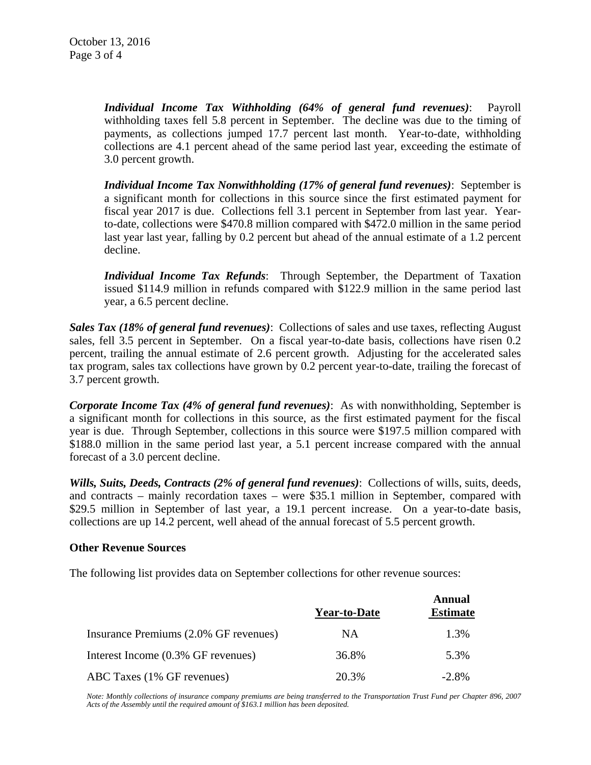*Individual Income Tax Withholding (64% of general fund revenues)*: Payroll withholding taxes fell 5.8 percent in September. The decline was due to the timing of payments, as collections jumped 17.7 percent last month. Year-to-date, withholding collections are 4.1 percent ahead of the same period last year, exceeding the estimate of 3.0 percent growth.

*Individual Income Tax Nonwithholding (17% of general fund revenues)*: September is a significant month for collections in this source since the first estimated payment for fiscal year 2017 is due. Collections fell 3.1 percent in September from last year. Year-to-date, collections were $470.8 million compared with $472.0 million in the same period last year last year, falling by 0.2 percent but ahead of the annual estimate of a 1.2 percent decline.

*Individual Income Tax Refunds*: Through September, the Department of Taxation issued $114.9 million in refunds compared with $122.9 million in the same period last year, a 6.5 percent decline.

*Sales Tax (18% of general fund revenues)*: Collections of sales and use taxes, reflecting August sales, fell 3.5 percent in September. On a fiscal year-to-date basis, collections have risen 0.2 percent, trailing the annual estimate of 2.6 percent growth. Adjusting for the accelerated sales tax program, sales tax collections have grown by 0.2 percent year-to-date, trailing the forecast of 3.7 percent growth.

*Corporate Income Tax (4% of general fund revenues)*: As with nonwithholding, September is a significant month for collections in this source, as the first estimated payment for the fiscal year is due. Through September, collections in this source were $197.5 million compared with $188.0 million in the same period last year, a 5.1 percent increase compared with the annual forecast of a 3.0 percent decline.

*Wills, Suits, Deeds, Contracts (2% of general fund revenues)*: Collections of wills, suits, deeds, and contracts – mainly recordation taxes – were $35.1 million in September, compared with $29.5 million in September of last year, a 19.1 percent increase. On a year-to-date basis, collections are up 14.2 percent, well ahead of the annual forecast of 5.5 percent growth.

**Other Revenue Sources**

The following list provides data on September collections for other revenue sources:

| | Year-to-Date | Annual Estimate |
|---|---|---|
| Insurance Premiums (2.0% GF revenues) | NA | 1.3% |
| Interest Income (0.3% GF revenues) | 36.8% | 5.3% |
| ABC Taxes (1% GF revenues) | 20.3% | -2.8% |

*Note: Monthly collections of insurance company premiums are being transferred to the Transportation Trust Fund per Chapter 896, 2007 Acts of the Assembly until the required amount of $163.1 million has been deposited.*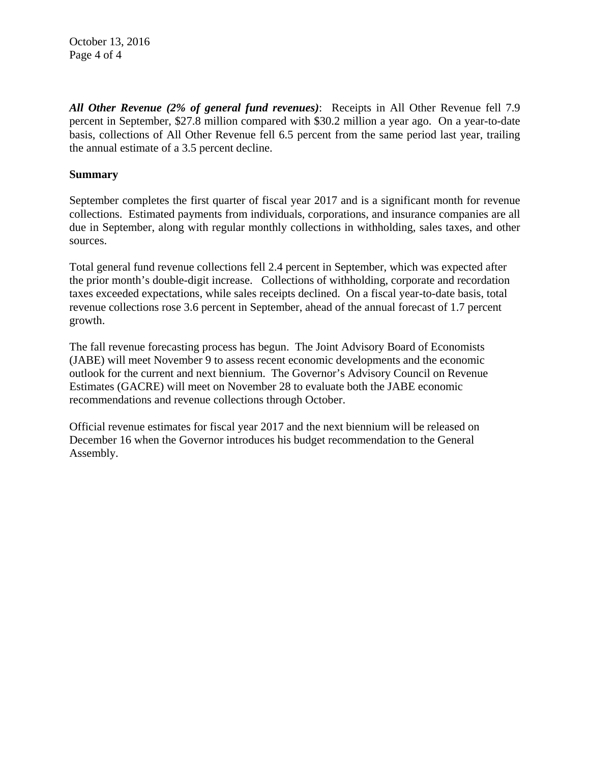***All Other Revenue (2% of general fund revenues)***: Receipts in All Other Revenue fell 7.9 percent in September, $27.8 million compared with $30.2 million a year ago. On a year-to-date basis, collections of All Other Revenue fell 6.5 percent from the same period last year, trailing the annual estimate of a 3.5 percent decline.

**Summary**

September completes the first quarter of fiscal year 2017 and is a significant month for revenue collections. Estimated payments from individuals, corporations, and insurance companies are all due in September, along with regular monthly collections in withholding, sales taxes, and other sources.

Total general fund revenue collections fell 2.4 percent in September, which was expected after the prior month's double-digit increase. Collections of withholding, corporate and recordation taxes exceeded expectations, while sales receipts declined. On a fiscal year-to-date basis, total revenue collections rose 3.6 percent in September, ahead of the annual forecast of 1.7 percent growth.

The fall revenue forecasting process has begun. The Joint Advisory Board of Economists (JABE) will meet November 9 to assess recent economic developments and the economic outlook for the current and next biennium. The Governor's Advisory Council on Revenue Estimates (GACRE) will meet on November 28 to evaluate both the JABE economic recommendations and revenue collections through October.

Official revenue estimates for fiscal year 2017 and the next biennium will be released on December 16 when the Governor introduces his budget recommendation to the General Assembly.